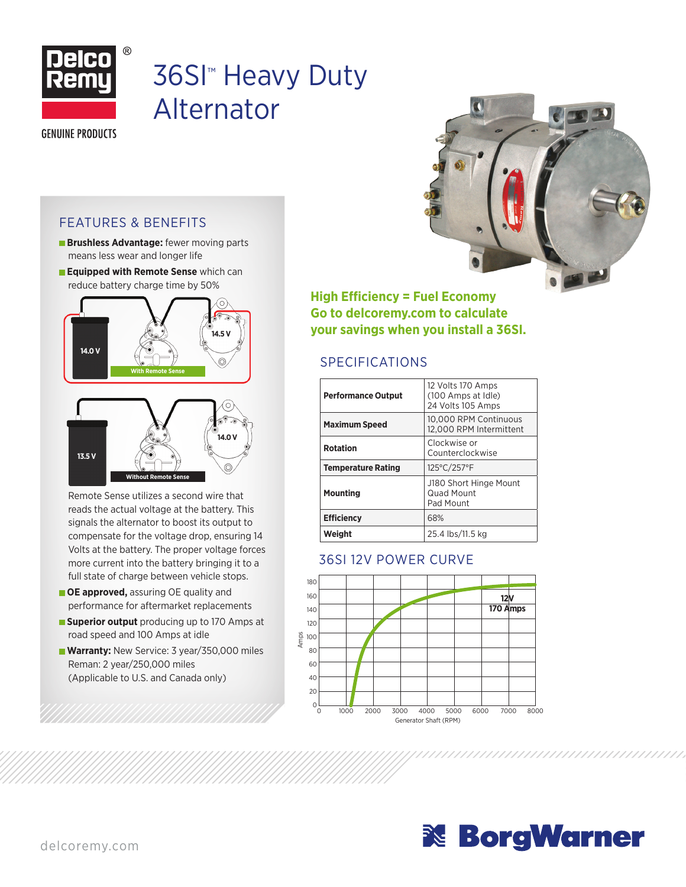Delco Remy®

GENUINE PRODUCTS

# 36SI™ Heavy Duty Alternator

## FEATURES & BENEFITS

- **Brushless Advantage:** fewer moving parts means less wear and longer life
- **Equipped with Remote Sense** which can reduce battery charge time by 50%

14.0 V — 14.5 V — With Remote Sense

13.5 V — 14.0 V — Without Remote Sense

Remote Sense utilizes a second wire that reads the actual voltage at the battery. This signals the alternator to boost its output to compensate for the voltage drop, ensuring 14 Volts at the battery. The proper voltage forces more current into the battery bringing it to a full state of charge between vehicle stops.

- **OE approved,** assuring OE quality and performance for aftermarket replacements
- **Superior output** producing up to 170 Amps at road speed and 100 Amps at idle
- **Warranty:** New Service: 3 year/350,000 miles Reman: 2 year/250,000 miles (Applicable to U.S. and Canada only)

**High Efficiency = Fuel Economy Go to delcoremy.com to calculate your savings when you install a 36SI.**

## SPECIFICATIONS

| | |
|---|---|
| **Performance Output** | 12 Volts 170 Amps (100 Amps at Idle) 24 Volts 105 Amps |
| **Maximum Speed** | 10,000 RPM Continuous 12,000 RPM Intermittent |
| **Rotation** | Clockwise or Counterclockwise |
| **Temperature Rating** | 125°C/257°F |
| **Mounting** | J180 Short Hinge Mount Quad Mount Pad Mount |
| **Efficiency** | 68% |
| **Weight** | 25.4 lbs/11.5 kg |

## 36SI 12V POWER CURVE

12V 170 Amps

Amps (0–180) vs. Generator Shaft (RPM) (0–8000)

delcoremy.com

BorgWarner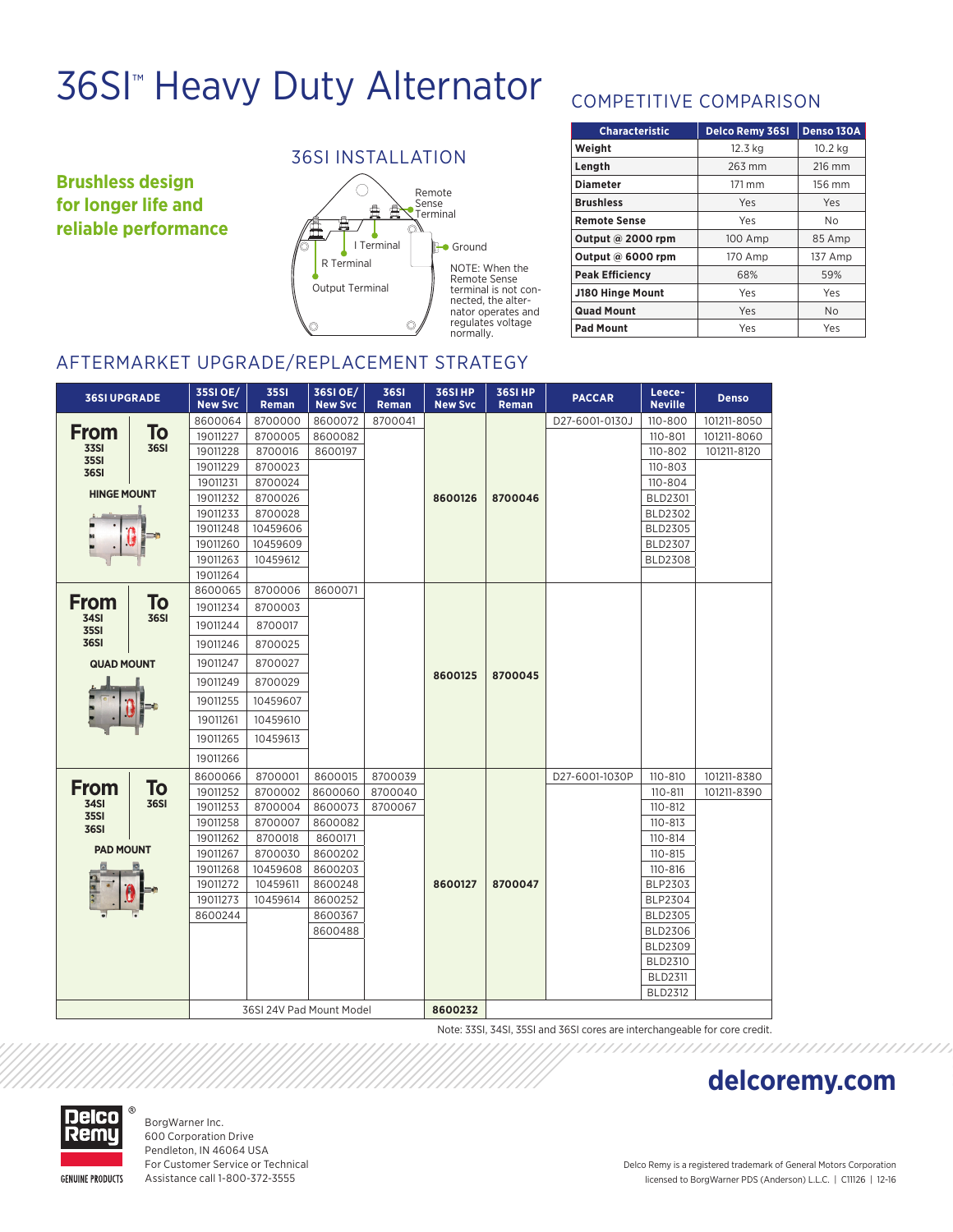# 36SI™ Heavy Duty Alternator

**Brushless design for longer life and reliable performance**

## 36SI INSTALLATION

Remote Sense Terminal

I Terminal

R Terminal

Ground

Output Terminal

NOTE: When the Remote Sense terminal is not connected, the alternator operates and regulates voltage normally.

## COMPETITIVE COMPARISON

| Characteristic | Delco Remy 36SI | Denso 130A |
|---|---|---|
| Weight | 12.3 kg | 10.2 kg |
| Length | 263 mm | 216 mm |
| Diameter | 171 mm | 156 mm |
| Brushless | Yes | Yes |
| Remote Sense | Yes | No |
| Output @ 2000 rpm | 100 Amp | 85 Amp |
| Output @ 6000 rpm | 170 Amp | 137 Amp |
| Peak Efficiency | 68% | 59% |
| J180 Hinge Mount | Yes | Yes |
| Quad Mount | Yes | No |
| Pad Mount | Yes | Yes |

## AFTERMARKET UPGRADE/REPLACEMENT STRATEGY

| 36SI UPGRADE | 35SI OE/ New Svc | 35SI Reman | 36SI OE/ New Svc | 36SI Reman | 36SI HP New Svc | 36SI HP Reman | PACCAR | Leece-Neville | Denso |
|---|---|---|---|---|---|---|---|---|---|
| **From** 33SI 35SI 36SI **To** 36SI — **HINGE MOUNT** | 8600064 | 8700000 | 8600072 | 8700041 | 8600126 | 8700046 | D27-6001-0130J | 110-800 | 101211-8050 |
| | 19011227 | 8700005 | 8600082 | | | | | 110-801 | 101211-8060 |
| | 19011228 | 8700016 | 8600197 | | | | | 110-802 | 101211-8120 |
| | 19011229 | 8700023 | | | | | | 110-803 | |
| | 19011231 | 8700024 | | | | | | 110-804 | |
| | 19011232 | 8700026 | | | | | | BLD2301 | |
| | 19011233 | 8700028 | | | | | | BLD2302 | |
| | 19011248 | 10459606 | | | | | | BLD2305 | |
| | 19011260 | 10459609 | | | | | | BLD2307 | |
| | 19011263 | 10459612 | | | | | | BLD2308 | |
| | 19011264 | | | | | | | | |
| **From** 34SI 35SI 36SI **To** 36SI — **QUAD MOUNT** | 8600065 | 8700006 | 8600071 | | 8600125 | 8700045 | | | |
| | 19011234 | 8700003 | | | | | | | |
| | 19011244 | 8700017 | | | | | | | |
| | 19011246 | 8700025 | | | | | | | |
| | 19011247 | 8700027 | | | | | | | |
| | 19011249 | 8700029 | | | | | | | |
| | 19011255 | 10459607 | | | | | | | |
| | 19011261 | 10459610 | | | | | | | |
| | 19011265 | 10459613 | | | | | | | |
| | 19011266 | | | | | | | | |
| **From** 34SI 35SI 36SI **To** 36SI — **PAD MOUNT** | 8600066 | 8700001 | 8600015 | 8700039 | 8600127 | 8700047 | D27-6001-1030P | 110-810 | 101211-8380 |
| | 19011252 | 8700002 | 8600060 | 8700040 | | | | 110-811 | 101211-8390 |
| | 19011253 | 8700004 | 8600073 | 8700067 | | | | 110-812 | |
| | 19011258 | 8700007 | 8600082 | | | | | 110-813 | |
| | 19011262 | 8700018 | 8600171 | | | | | 110-814 | |
| | 19011267 | 8700030 | 8600202 | | | | | 110-815 | |
| | 19011268 | 10459608 | 8600203 | | | | | 110-816 | |
| | 19011272 | 10459611 | 8600248 | | | | | BLP2303 | |
| | 19011273 | 10459614 | 8600252 | | | | | BLP2304 | |
| | 8600244 | | 8600367 | | | | | BLD2305 | |
| | | | 8600488 | | | | | BLD2306 | |
| | | | | | | | | BLD2309 | |
| | | | | | | | | BLD2310 | |
| | | | | | | | | BLD2311 | |
| | | | | | | | | BLD2312 | |
| | 36SI 24V Pad Mount Model | | | | 8600232 | | | | |

Note: 33SI, 34SI, 35SI and 36SI cores are interchangeable for core credit.

**delcoremy.com**

Delco Remy® GENUINE PRODUCTS

BorgWarner Inc.
600 Corporation Drive
Pendleton, IN 46064 USA
For Customer Service or Technical Assistance call 1-800-372-3555

Delco Remy is a registered trademark of General Motors Corporation licensed to BorgWarner PDS (Anderson) L.L.C. | C11126 | 12-16